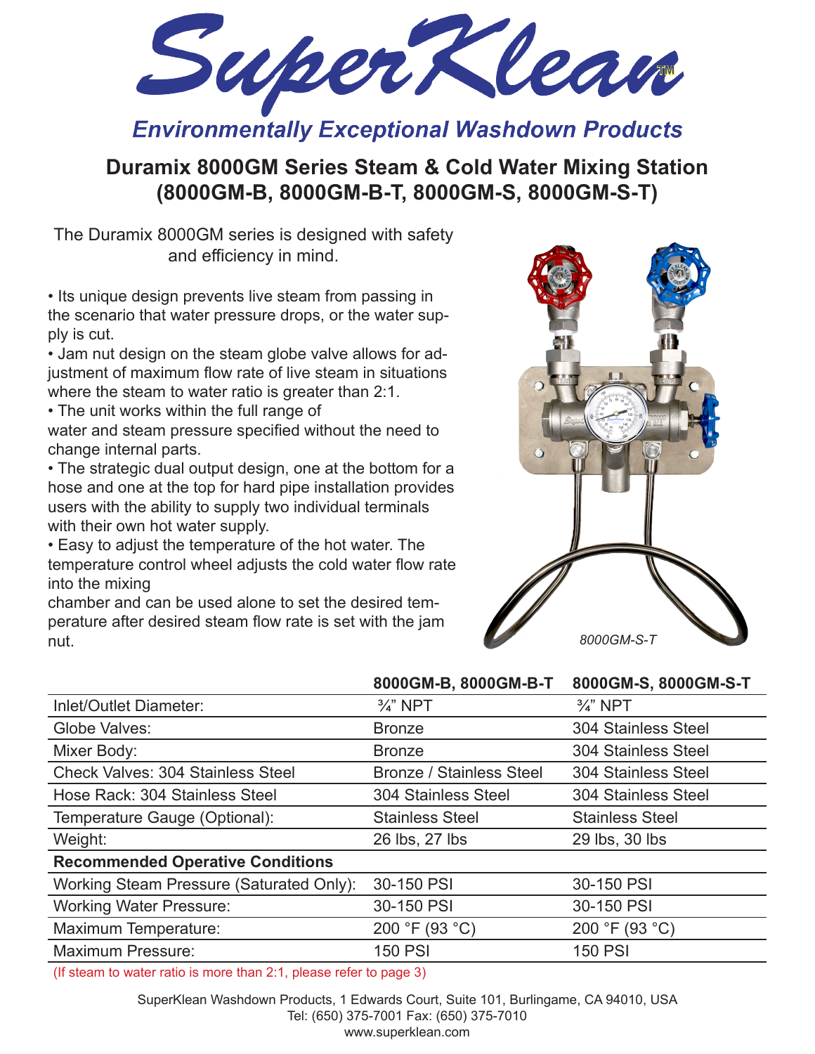# SuperKlean™

*Environmentally Exceptional Washdown Products*

## Duramix 8000GM Series Steam & Cold Water Mixing Station (8000GM-B, 8000GM-B-T, 8000GM-S, 8000GM-S-T)

The Duramix 8000GM series is designed with safety and efficiency in mind.

- Its unique design prevents live steam from passing in the scenario that water pressure drops, or the water supply is cut.
- Jam nut design on the steam globe valve allows for adjustment of maximum flow rate of live steam in situations where the steam to water ratio is greater than 2:1.
- The unit works within the full range of water and steam pressure specified without the need to change internal parts.
- The strategic dual output design, one at the bottom for a hose and one at the top for hard pipe installation provides users with the ability to supply two individual terminals with their own hot water supply.
- Easy to adjust the temperature of the hot water. The temperature control wheel adjusts the cold water flow rate into the mixing chamber and can be used alone to set the desired temperature after desired steam flow rate is set with the jam nut.

*8000GM-S-T*

| | 8000GM-B, 8000GM-B-T | 8000GM-S, 8000GM-S-T |
|---|---|---|
| Inlet/Outlet Diameter: | ¾" NPT | ¾" NPT |
| Globe Valves: | Bronze | 304 Stainless Steel |
| Mixer Body: | Bronze | 304 Stainless Steel |
| Check Valves: 304 Stainless Steel | Bronze / Stainless Steel | 304 Stainless Steel |
| Hose Rack: 304 Stainless Steel | 304 Stainless Steel | 304 Stainless Steel |
| Temperature Gauge (Optional): | Stainless Steel | Stainless Steel |
| Weight: | 26 lbs, 27 lbs | 29 lbs, 30 lbs |
| **Recommended Operative Conditions** | | |
| Working Steam Pressure (Saturated Only): | 30-150 PSI | 30-150 PSI |
| Working Water Pressure: | 30-150 PSI | 30-150 PSI |
| Maximum Temperature: | 200 °F (93 °C) | 200 °F (93 °C) |
| Maximum Pressure: | 150 PSI | 150 PSI |

(If steam to water ratio is more than 2:1, please refer to page 3)

SuperKlean Washdown Products, 1 Edwards Court, Suite 101, Burlingame, CA 94010, USA
Tel: (650) 375-7001 Fax: (650) 375-7010
www.superklean.com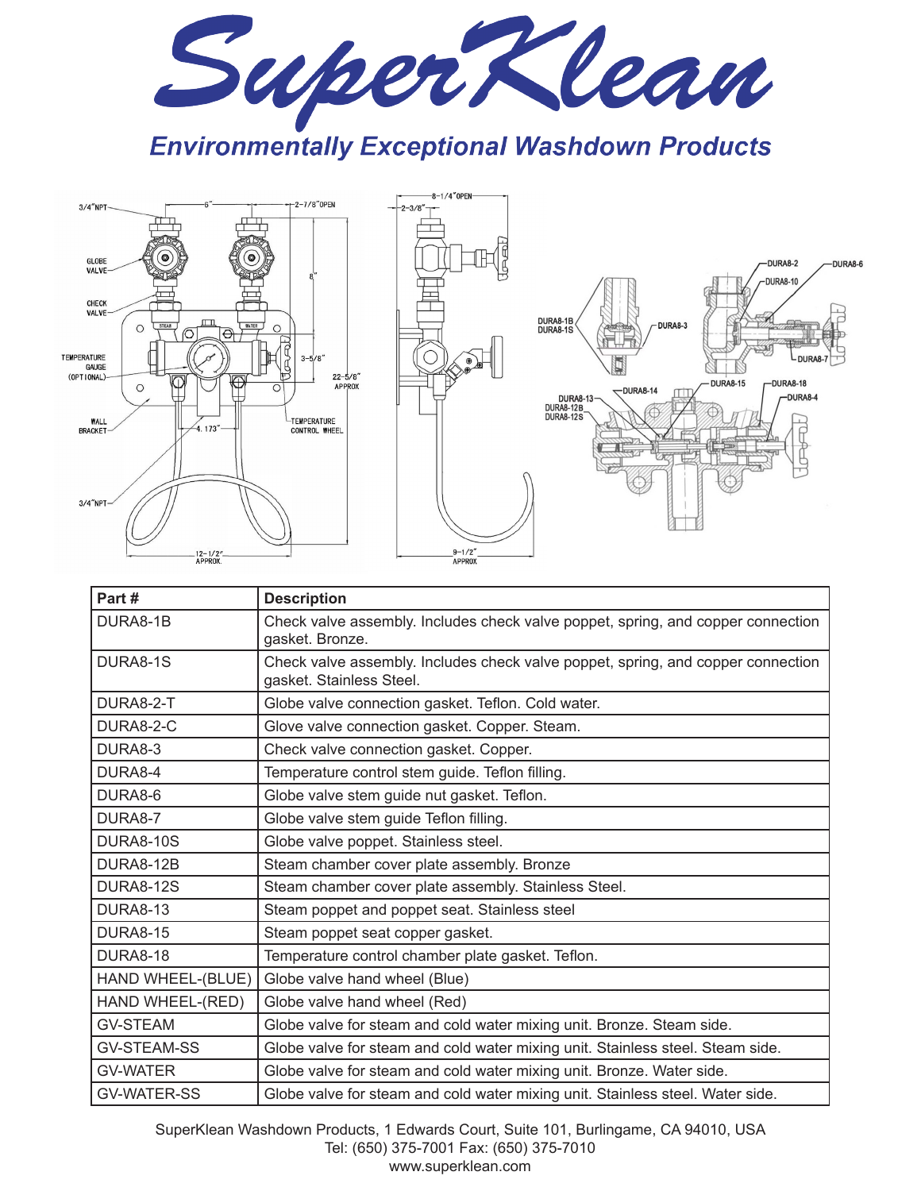# SuperKlean

*Environmentally Exceptional Washdown Products*

| Part # | Description |
| --- | --- |
| DURA8-1B | Check valve assembly. Includes check valve poppet, spring, and copper connection gasket. Bronze. |
| DURA8-1S | Check valve assembly. Includes check valve poppet, spring, and copper connection gasket. Stainless Steel. |
| DURA8-2-T | Globe valve connection gasket. Teflon. Cold water. |
| DURA8-2-C | Glove valve connection gasket. Copper. Steam. |
| DURA8-3 | Check valve connection gasket. Copper. |
| DURA8-4 | Temperature control stem guide. Teflon filling. |
| DURA8-6 | Globe valve stem guide nut gasket. Teflon. |
| DURA8-7 | Globe valve stem guide Teflon filling. |
| DURA8-10S | Globe valve poppet. Stainless steel. |
| DURA8-12B | Steam chamber cover plate assembly. Bronze |
| DURA8-12S | Steam chamber cover plate assembly. Stainless Steel. |
| DURA8-13 | Steam poppet and poppet seat. Stainless steel |
| DURA8-15 | Steam poppet seat copper gasket. |
| DURA8-18 | Temperature control chamber plate gasket. Teflon. |
| HAND WHEEL-(BLUE) | Globe valve hand wheel (Blue) |
| HAND WHEEL-(RED) | Globe valve hand wheel (Red) |
| GV-STEAM | Globe valve for steam and cold water mixing unit. Bronze. Steam side. |
| GV-STEAM-SS | Globe valve for steam and cold water mixing unit. Stainless steel. Steam side. |
| GV-WATER | Globe valve for steam and cold water mixing unit. Bronze. Water side. |
| GV-WATER-SS | Globe valve for steam and cold water mixing unit. Stainless steel. Water side. |

SuperKlean Washdown Products, 1 Edwards Court, Suite 101, Burlingame, CA 94010, USA
Tel: (650) 375-7001 Fax: (650) 375-7010
www.superklean.com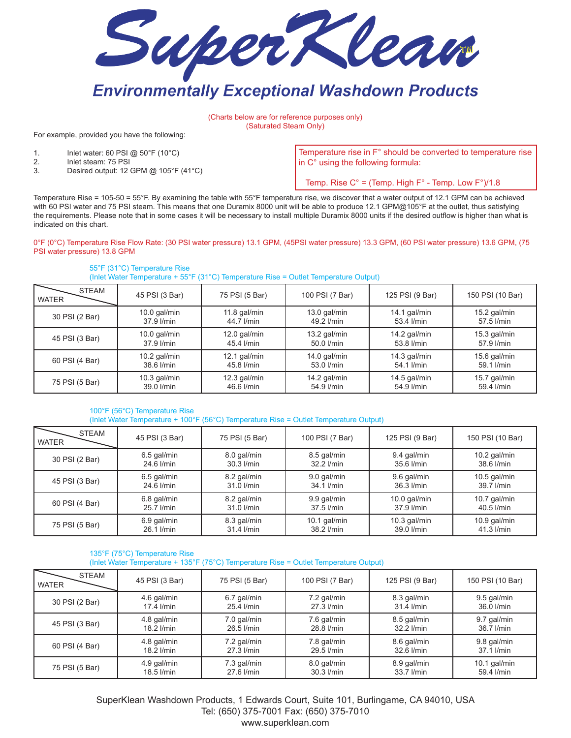# SuperKlean™

## Environmentally Exceptional Washdown Products

(Charts below are for reference purposes only)
(Saturated Steam Only)

For example, provided you have the following:

1. Inlet water: 60 PSI @ 50°F (10°C)
2. Inlet steam: 75 PSI
3. Desired output: 12 GPM @ 105°F (41°C)

> Temperature rise in F° should be converted to temperature rise in C° using the following formula:
>
> Temp. Rise C° = (Temp. High F° - Temp. Low F°)/1.8

Temperature Rise = 105-50 = 55°F. By examining the table with 55°F temperature rise, we discover that a water output of 12.1 GPM can be achieved with 60 PSI water and 75 PSI steam. This means that one Duramix 8000 unit will be able to produce 12.1 GPM@105°F at the outlet, thus satisfying the requirements. Please note that in some cases it will be necessary to install multiple Duramix 8000 units if the desired outflow is higher than what is indicated on this chart.

0°F (0°C) Temperature Rise Flow Rate: (30 PSI water pressure) 13.1 GPM, (45PSI water pressure) 13.3 GPM, (60 PSI water pressure) 13.6 GPM, (75 PSI water pressure) 13.8 GPM

### 55°F (31°C) Temperature Rise
(Inlet Water Temperature + 55°F (31°C) Temperature Rise = Outlet Temperature Output)

| WATER \ STEAM | 45 PSI (3 Bar) | 75 PSI (5 Bar) | 100 PSI (7 Bar) | 125 PSI (9 Bar) | 150 PSI (10 Bar) |
|---|---|---|---|---|---|
| 30 PSI (2 Bar) | 10.0 gal/min<br>37.9 l/min | 11.8 gal/min<br>44.7 l/min | 13.0 gal/min<br>49.2 l/min | 14.1 gal/min<br>53.4 l/min | 15.2 gal/min<br>57.5 l/min |
| 45 PSI (3 Bar) | 10.0 gal/min<br>37.9 l/min | 12.0 gal/min<br>45.4 l/min | 13.2 gal/min<br>50.0 l/min | 14.2 gal/min<br>53.8 l/min | 15.3 gal/min<br>57.9 l/min |
| 60 PSI (4 Bar) | 10.2 gal/min<br>38.6 l/min | 12.1 gal/min<br>45.8 l/min | 14.0 gal/min<br>53.0 l/min | 14.3 gal/min<br>54.1 l/min | 15.6 gal/min<br>59.1 l/min |
| 75 PSI (5 Bar) | 10.3 gal/min<br>39.0 l/min | 12.3 gal/min<br>46.6 l/min | 14.2 gal/min<br>54.9 l/min | 14.5 gal/min<br>54.9 l/min | 15.7 gal/min<br>59.4 l/min |

### 100°F (56°C) Temperature Rise
(Inlet Water Temperature + 100°F (56°C) Temperature Rise = Outlet Temperature Output)

| WATER \ STEAM | 45 PSI (3 Bar) | 75 PSI (5 Bar) | 100 PSI (7 Bar) | 125 PSI (9 Bar) | 150 PSI (10 Bar) |
|---|---|---|---|---|---|
| 30 PSI (2 Bar) | 6.5 gal/min<br>24.6 l/min | 8.0 gal/min<br>30.3 l/min | 8.5 gal/min<br>32.2 l/min | 9.4 gal/min<br>35.6 l/min | 10.2 gal/min<br>38.6 l/min |
| 45 PSI (3 Bar) | 6.5 gal/min<br>24.6 l/min | 8.2 gal/min<br>31.0 l/min | 9.0 gal/min<br>34.1 l/min | 9.6 gal/min<br>36.3 l/min | 10.5 gal/min<br>39.7 l/min |
| 60 PSI (4 Bar) | 6.8 gal/min<br>25.7 l/min | 8.2 gal/min<br>31.0 l/min | 9.9 gal/min<br>37.5 l/min | 10.0 gal/min<br>37.9 l/min | 10.7 gal/min<br>40.5 l/min |
| 75 PSI (5 Bar) | 6.9 gal/min<br>26.1 l/min | 8.3 gal/min<br>31.4 l/min | 10.1 gal/min<br>38.2 l/min | 10.3 gal/min<br>39.0 l/min | 10.9 gal/min<br>41.3 l/min |

### 135°F (75°C) Temperature Rise
(Inlet Water Temperature + 135°F (75°C) Temperature Rise = Outlet Temperature Output)

| WATER \ STEAM | 45 PSI (3 Bar) | 75 PSI (5 Bar) | 100 PSI (7 Bar) | 125 PSI (9 Bar) | 150 PSI (10 Bar) |
|---|---|---|---|---|---|
| 30 PSI (2 Bar) | 4.6 gal/min<br>17.4 l/min | 6.7 gal/min<br>25.4 l/min | 7.2 gal/min<br>27.3 l/min | 8.3 gal/min<br>31.4 l/min | 9.5 gal/min<br>36.0 l/min |
| 45 PSI (3 Bar) | 4.8 gal/min<br>18.2 l/min | 7.0 gal/min<br>26.5 l/min | 7.6 gal/min<br>28.8 l/min | 8.5 gal/min<br>32.2 l/min | 9.7 gal/min<br>36.7 l/min |
| 60 PSI (4 Bar) | 4.8 gal/min<br>18.2 l/min | 7.2 gal/min<br>27.3 l/min | 7.8 gal/min<br>29.5 l/min | 8.6 gal/min<br>32.6 l/min | 9.8 gal/min<br>37.1 l/min |
| 75 PSI (5 Bar) | 4.9 gal/min<br>18.5 l/min | 7.3 gal/min<br>27.6 l/min | 8.0 gal/min<br>30.3 l/min | 8.9 gal/min<br>33.7 l/min | 10.1 gal/min<br>59.4 l/min |

SuperKlean Washdown Products, 1 Edwards Court, Suite 101, Burlingame, CA 94010, USA
Tel: (650) 375-7001 Fax: (650) 375-7010
www.superklean.com